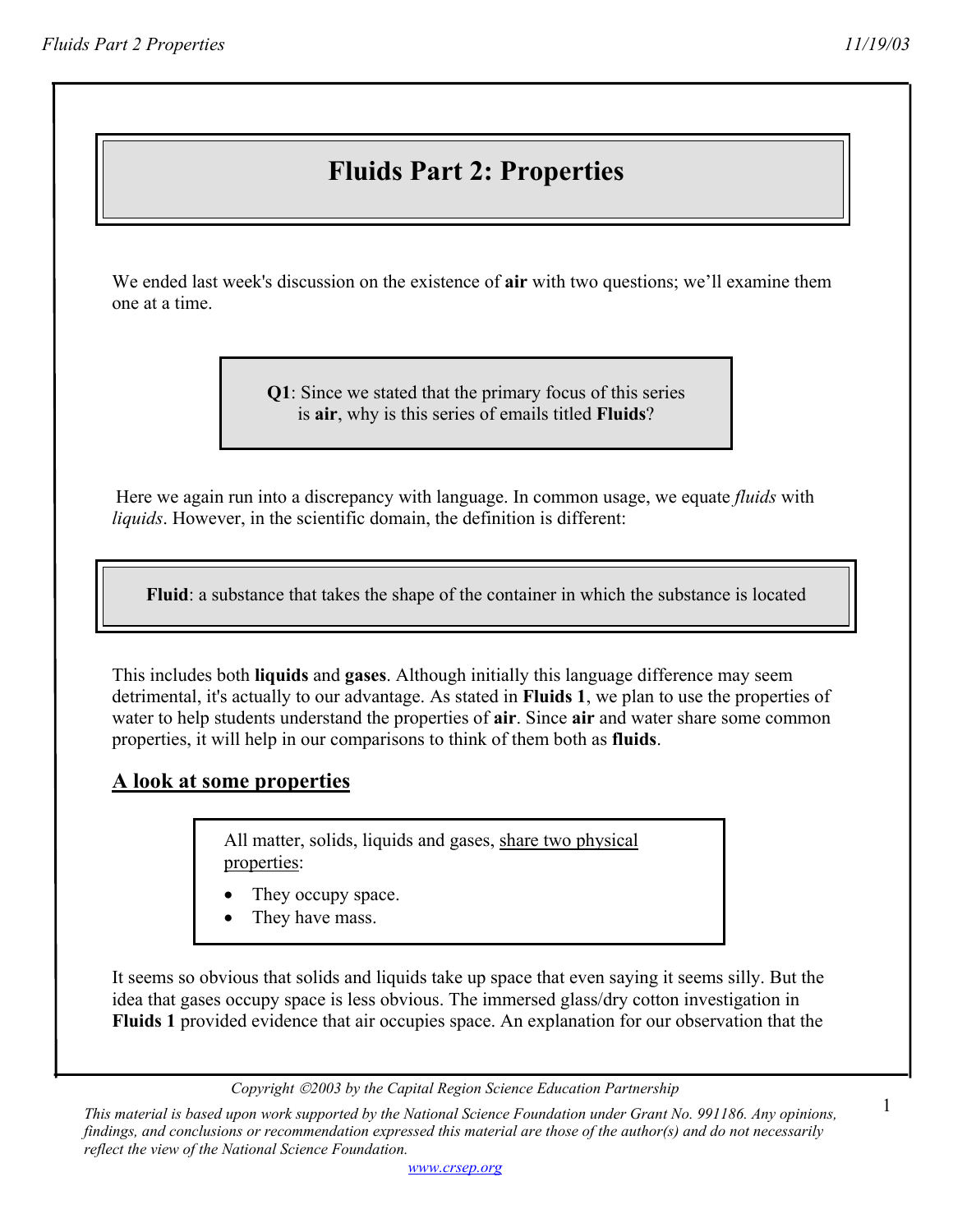# Fluids Part 2: Properties

We ended last week's discussion on the existence of **air** with two questions; we'll examine them one at a time.

> **Q1**: Since we stated that the primary focus of this series is **air**, why is this series of emails titled **Fluids**?

Here we again run into a discrepancy with language. In common usage, we equate *fluids* with *liquids*. However, in the scientific domain, the definition is different:

> **Fluid**: a substance that takes the shape of the container in which the substance is located

This includes both **liquids** and **gases**. Although initially this language difference may seem detrimental, it's actually to our advantage. As stated in **Fluids 1**, we plan to use the properties of water to help students understand the properties of **air**. Since **air** and water share some common properties, it will help in our comparisons to think of them both as **fluids**.

## A look at some properties

> All matter, solids, liquids and gases, share two physical properties:
>
> - They occupy space.
> - They have mass.

It seems so obvious that solids and liquids take up space that even saying it seems silly. But the idea that gases occupy space is less obvious. The immersed glass/dry cotton investigation in **Fluids 1** provided evidence that air occupies space. An explanation for our observation that the

Copyright ©2003 by the Capital Region Science Education Partnership

*This material is based upon work supported by the National Science Foundation under Grant No. 991186. Any opinions, findings, and conclusions or recommendation expressed this material are those of the author(s) and do not necessarily reflect the view of the National Science Foundation.*

www.crsep.org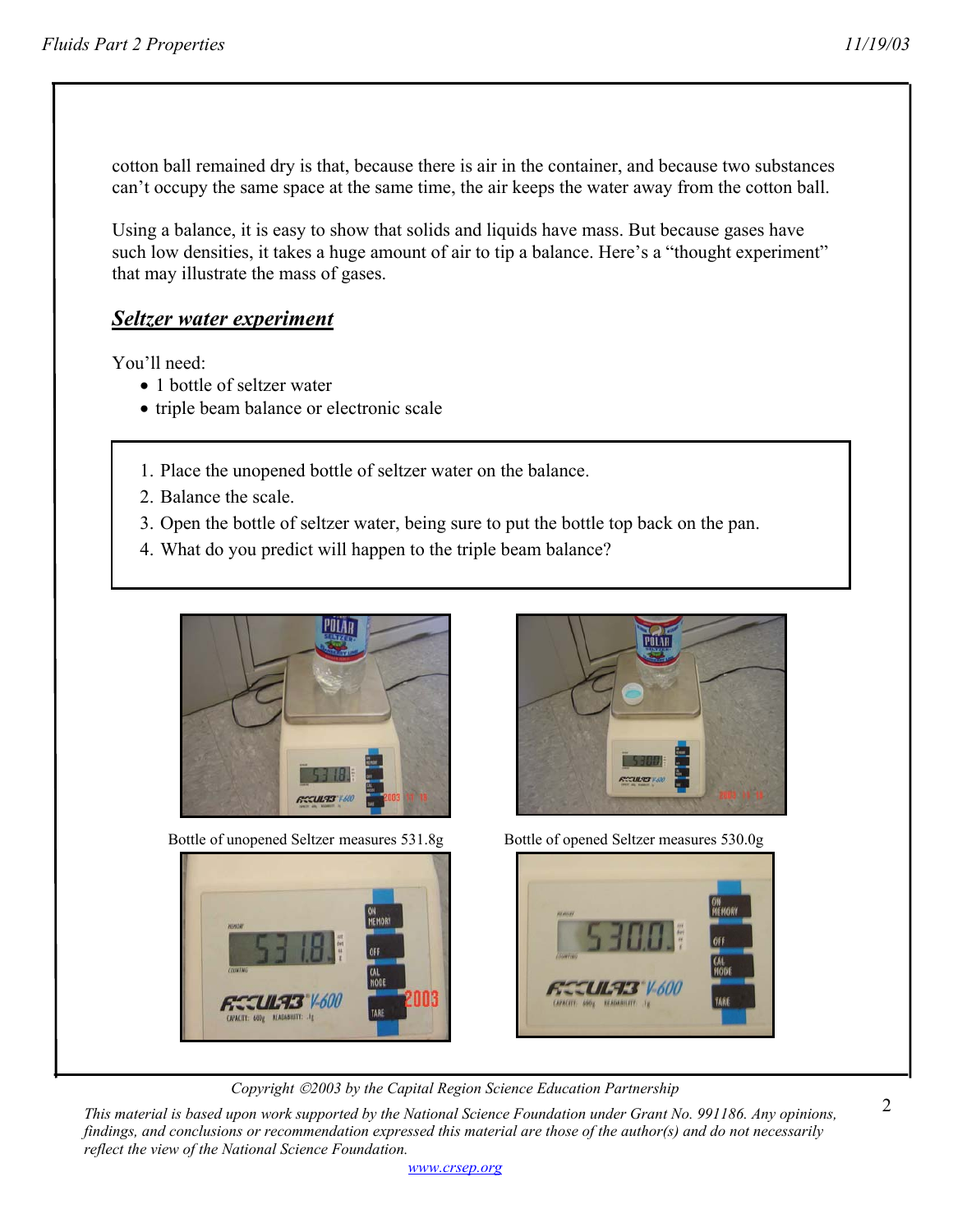cotton ball remained dry is that, because there is air in the container, and because two substances can't occupy the same space at the same time, the air keeps the water away from the cotton ball.

Using a balance, it is easy to show that solids and liquids have mass. But because gases have such low densities, it takes a huge amount of air to tip a balance. Here's a "thought experiment" that may illustrate the mass of gases.

## ***Seltzer water experiment***

You'll need:

- 1 bottle of seltzer water
- triple beam balance or electronic scale

1. Place the unopened bottle of seltzer water on the balance.
2. Balance the scale.
3. Open the bottle of seltzer water, being sure to put the bottle top back on the pan.
4. What do you predict will happen to the triple beam balance?

Bottle of unopened Seltzer measures 531.8g

Bottle of opened Seltzer measures 530.0g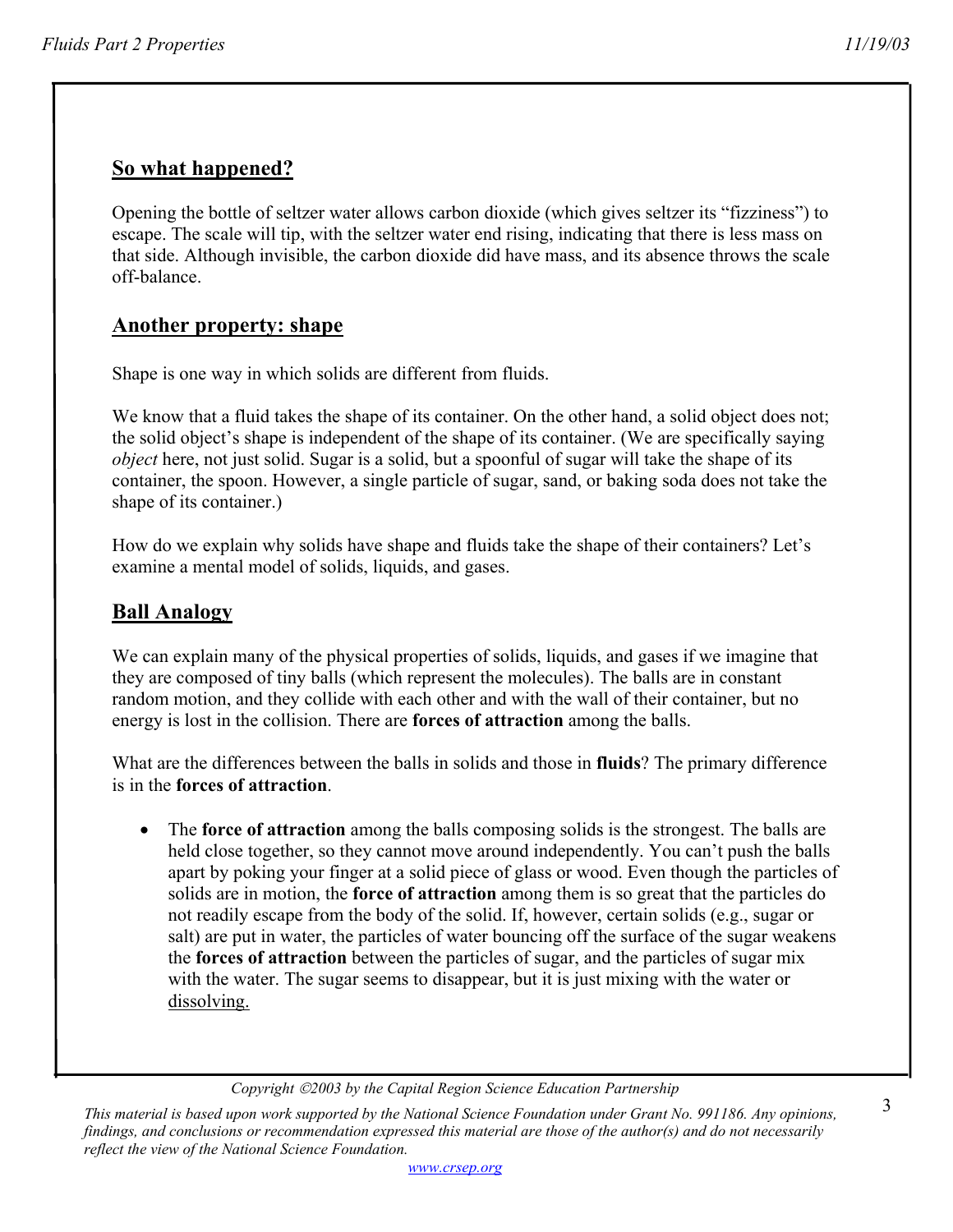## So what happened?

Opening the bottle of seltzer water allows carbon dioxide (which gives seltzer its "fizziness") to escape. The scale will tip, with the seltzer water end rising, indicating that there is less mass on that side. Although invisible, the carbon dioxide did have mass, and its absence throws the scale off-balance.

## Another property: shape

Shape is one way in which solids are different from fluids.

We know that a fluid takes the shape of its container. On the other hand, a solid object does not; the solid object's shape is independent of the shape of its container. (We are specifically saying *object* here, not just solid. Sugar is a solid, but a spoonful of sugar will take the shape of its container, the spoon. However, a single particle of sugar, sand, or baking soda does not take the shape of its container.)

How do we explain why solids have shape and fluids take the shape of their containers? Let's examine a mental model of solids, liquids, and gases.

## Ball Analogy

We can explain many of the physical properties of solids, liquids, and gases if we imagine that they are composed of tiny balls (which represent the molecules). The balls are in constant random motion, and they collide with each other and with the wall of their container, but no energy is lost in the collision. There are **forces of attraction** among the balls.

What are the differences between the balls in solids and those in **fluids**? The primary difference is in the **forces of attraction**.

- The **force of attraction** among the balls composing solids is the strongest. The balls are held close together, so they cannot move around independently. You can't push the balls apart by poking your finger at a solid piece of glass or wood. Even though the particles of solids are in motion, the **force of attraction** among them is so great that the particles do not readily escape from the body of the solid. If, however, certain solids (e.g., sugar or salt) are put in water, the particles of water bouncing off the surface of the sugar weakens the **forces of attraction** between the particles of sugar, and the particles of sugar mix with the water. The sugar seems to disappear, but it is just mixing with the water or dissolving.

*Copyright ©2003 by the Capital Region Science Education Partnership*

*This material is based upon work supported by the National Science Foundation under Grant No. 991186. Any opinions, findings, and conclusions or recommendation expressed this material are those of the author(s) and do not necessarily reflect the view of the National Science Foundation.*

www.crsep.org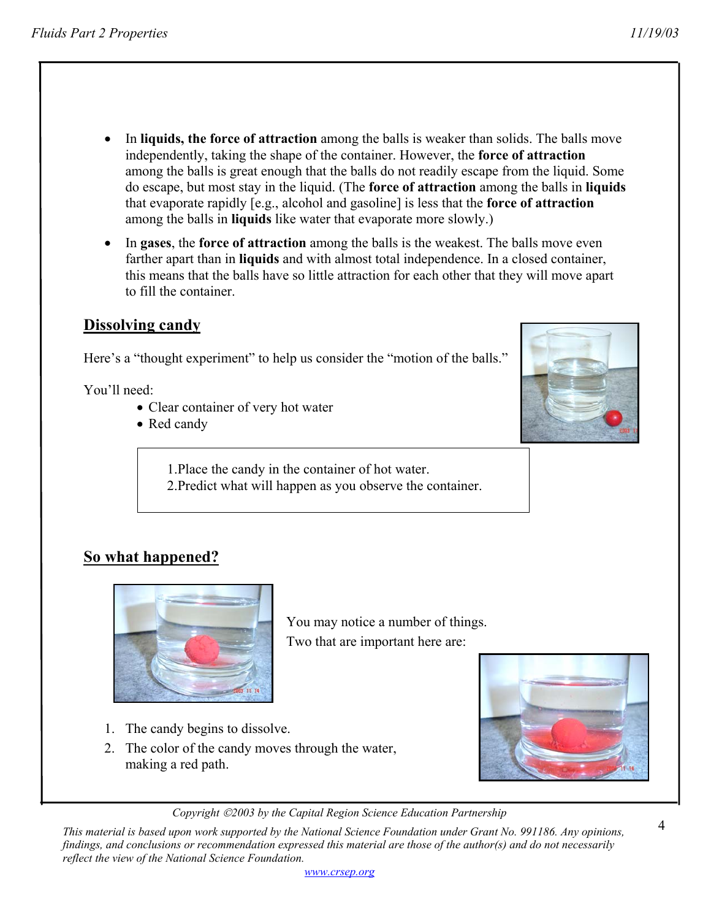- In **liquids, the force of attraction** among the balls is weaker than solids. The balls move independently, taking the shape of the container. However, the **force of attraction** among the balls is great enough that the balls do not readily escape from the liquid. Some do escape, but most stay in the liquid. (The **force of attraction** among the balls in **liquids** that evaporate rapidly [e.g., alcohol and gasoline] is less that the **force of attraction** among the balls in **liquids** like water that evaporate more slowly.)
- In **gases**, the **force of attraction** among the balls is the weakest. The balls move even farther apart than in **liquids** and with almost total independence. In a closed container, this means that the balls have so little attraction for each other that they will move apart to fill the container.

## Dissolving candy

Here's a "thought experiment" to help us consider the "motion of the balls."

You'll need:

- Clear container of very hot water
- Red candy

1. Place the candy in the container of hot water.
2. Predict what will happen as you observe the container.

## So what happened?

You may notice a number of things. Two that are important here are:

1. The candy begins to dissolve.
2. The color of the candy moves through the water, making a red path.

*Copyright ©2003 by the Capital Region Science Education Partnership*

*This material is based upon work supported by the National Science Foundation under Grant No. 991186. Any opinions, findings, and conclusions or recommendation expressed this material are those of the author(s) and do not necessarily reflect the view of the National Science Foundation.*

www.crsep.org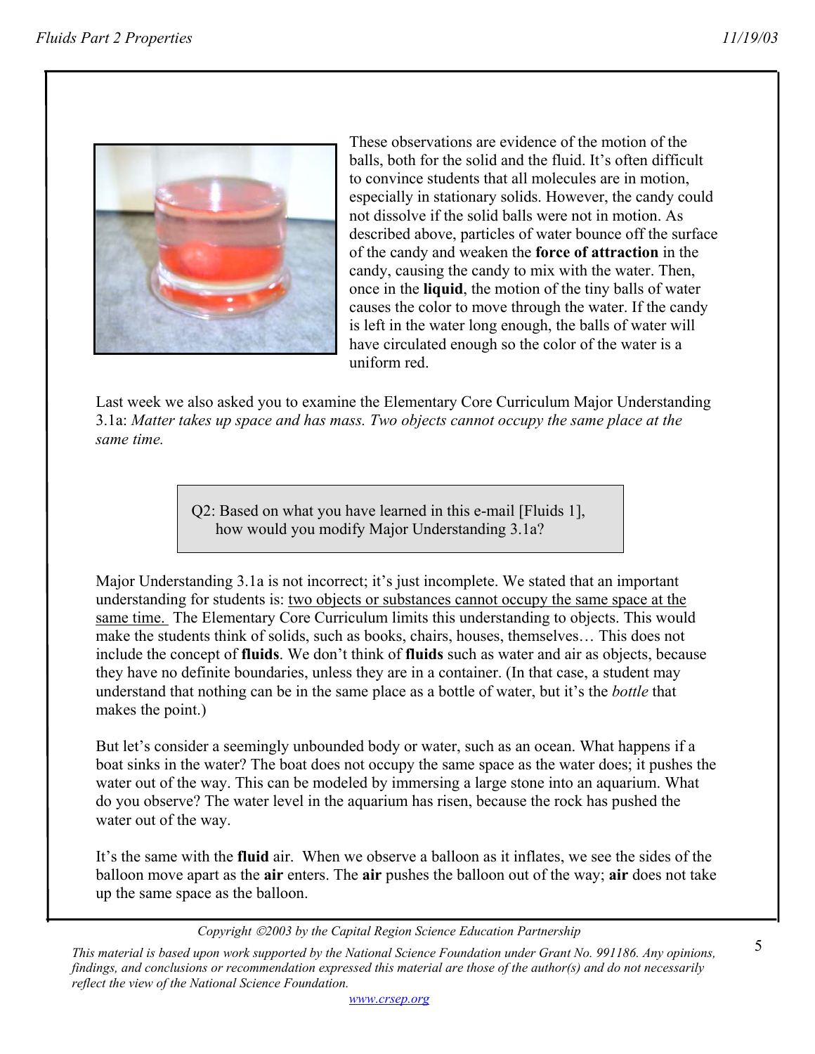These observations are evidence of the motion of the balls, both for the solid and the fluid. It's often difficult to convince students that all molecules are in motion, especially in stationary solids. However, the candy could not dissolve if the solid balls were not in motion. As described above, particles of water bounce off the surface of the candy and weaken the **force of attraction** in the candy, causing the candy to mix with the water. Then, once in the **liquid**, the motion of the tiny balls of water causes the color to move through the water. If the candy is left in the water long enough, the balls of water will have circulated enough so the color of the water is a uniform red.

Last week we also asked you to examine the Elementary Core Curriculum Major Understanding 3.1a: *Matter takes up space and has mass. Two objects cannot occupy the same place at the same time.*

> Q2: Based on what you have learned in this e-mail [Fluids 1], how would you modify Major Understanding 3.1a?

Major Understanding 3.1a is not incorrect; it's just incomplete. We stated that an important understanding for students is: <u>two objects or substances cannot occupy the same space at the same time.</u> The Elementary Core Curriculum limits this understanding to objects. This would make the students think of solids, such as books, chairs, houses, themselves… This does not include the concept of **fluids**. We don't think of **fluids** such as water and air as objects, because they have no definite boundaries, unless they are in a container. (In that case, a student may understand that nothing can be in the same place as a bottle of water, but it's the *bottle* that makes the point.)

But let's consider a seemingly unbounded body or water, such as an ocean. What happens if a boat sinks in the water? The boat does not occupy the same space as the water does; it pushes the water out of the way. This can be modeled by immersing a large stone into an aquarium. What do you observe? The water level in the aquarium has risen, because the rock has pushed the water out of the way.

It's the same with the **fluid** air. When we observe a balloon as it inflates, we see the sides of the balloon move apart as the **air** enters. The **air** pushes the balloon out of the way; **air** does not take up the same space as the balloon.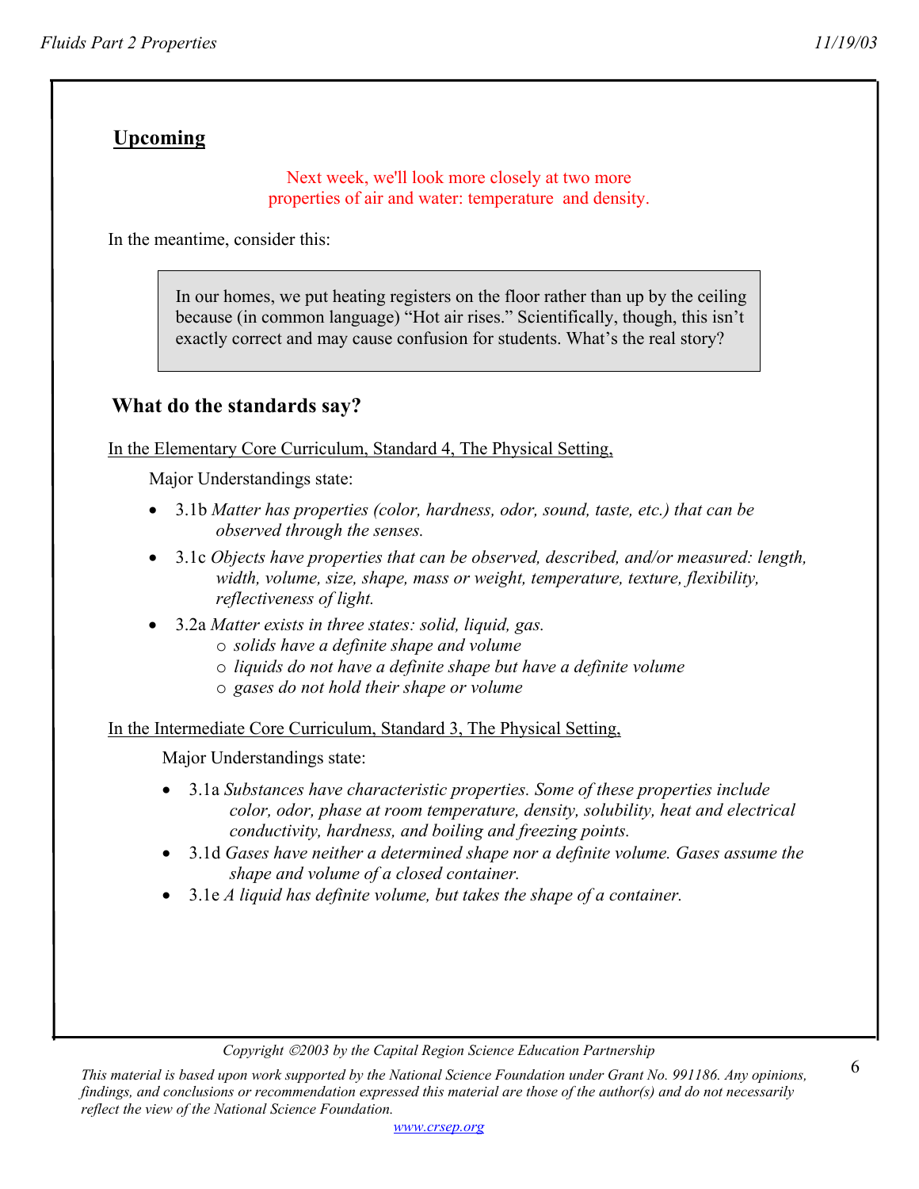## Upcoming

Next week, we'll look more closely at two more properties of air and water: temperature and density.

In the meantime, consider this:

> In our homes, we put heating registers on the floor rather than up by the ceiling because (in common language) "Hot air rises." Scientifically, though, this isn't exactly correct and may cause confusion for students. What's the real story?

## What do the standards say?

In the Elementary Core Curriculum, Standard 4, The Physical Setting,

Major Understandings state:

- 3.1b *Matter has properties (color, hardness, odor, sound, taste, etc.) that can be observed through the senses.*
- 3.1c *Objects have properties that can be observed, described, and/or measured: length, width, volume, size, shape, mass or weight, temperature, texture, flexibility, reflectiveness of light.*
- 3.2a *Matter exists in three states: solid, liquid, gas.*
  - *solids have a definite shape and volume*
  - *liquids do not have a definite shape but have a definite volume*
  - *gases do not hold their shape or volume*

In the Intermediate Core Curriculum, Standard 3, The Physical Setting,

Major Understandings state:

- 3.1a *Substances have characteristic properties. Some of these properties include color, odor, phase at room temperature, density, solubility, heat and electrical conductivity, hardness, and boiling and freezing points.*
- 3.1d *Gases have neither a determined shape nor a definite volume. Gases assume the shape and volume of a closed container.*
- 3.1e *A liquid has definite volume, but takes the shape of a container.*

*Copyright ©2003 by the Capital Region Science Education Partnership*

*This material is based upon work supported by the National Science Foundation under Grant No. 991186. Any opinions, findings, and conclusions or recommendation expressed this material are those of the author(s) and do not necessarily reflect the view of the National Science Foundation.*

*www.crsep.org*